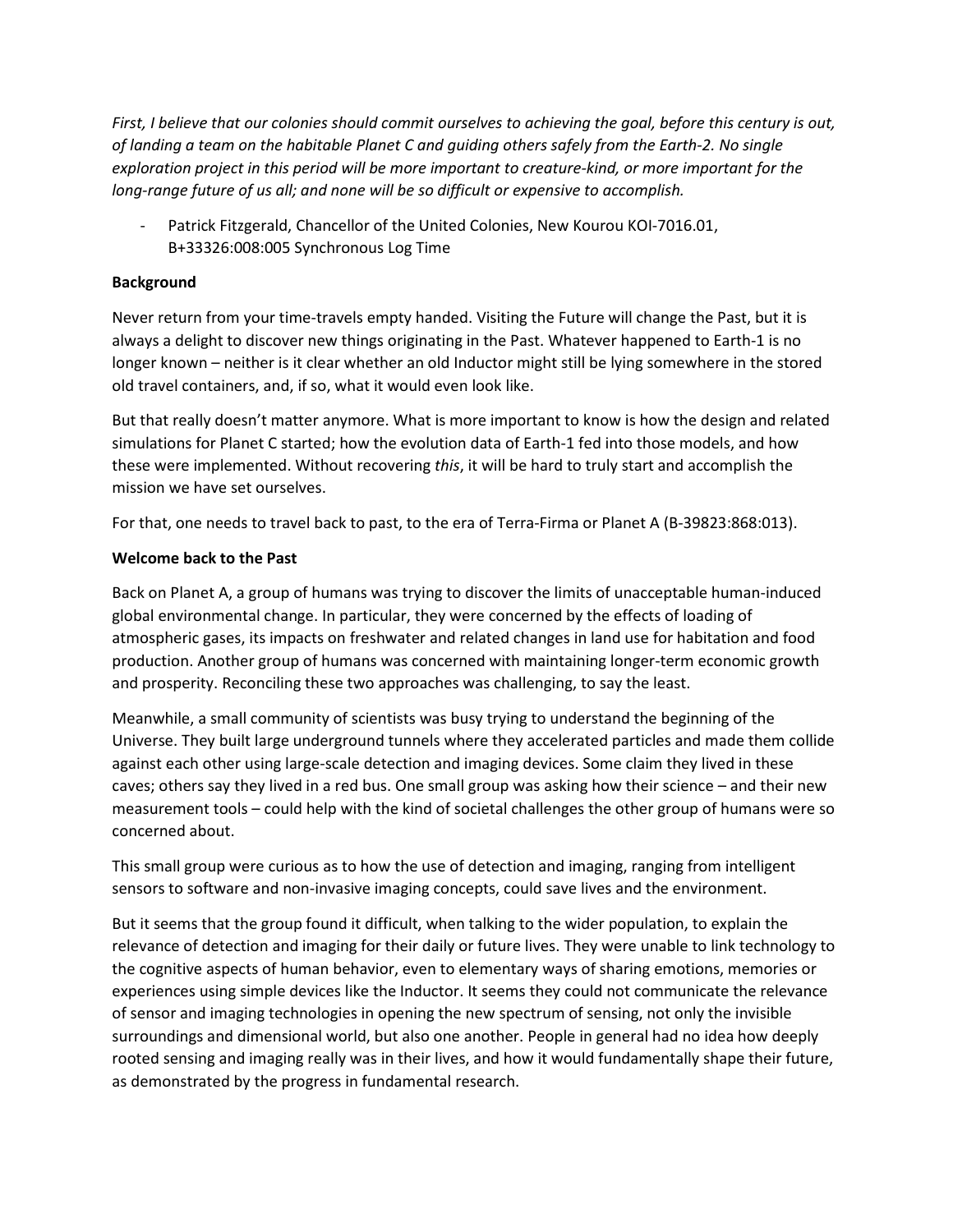*First, I believe that our colonies should commit ourselves to achieving the goal, before this century is out, of landing a team on the habitable Planet C and guiding others safely from the Earth-2. No single exploration project in this period will be more important to creature-kind, or more important for the long-range future of us all; and none will be so difficult or expensive to accomplish.*

- Patrick Fitzgerald, Chancellor of the United Colonies, New Kourou KOI-7016.01, B+33326:008:005 Synchronous Log Time

**Background**

Never return from your time-travels empty handed. Visiting the Future will change the Past, but it is always a delight to discover new things originating in the Past. Whatever happened to Earth-1 is no longer known – neither is it clear whether an old Inductor might still be lying somewhere in the stored old travel containers, and, if so, what it would even look like.

But that really doesn't matter anymore. What is more important to know is how the design and related simulations for Planet C started; how the evolution data of Earth-1 fed into those models, and how these were implemented. Without recovering *this*, it will be hard to truly start and accomplish the mission we have set ourselves.

For that, one needs to travel back to past, to the era of Terra-Firma or Planet A (B-39823:868:013).

**Welcome back to the Past**

Back on Planet A, a group of humans was trying to discover the limits of unacceptable human-induced global environmental change. In particular, they were concerned by the effects of loading of atmospheric gases, its impacts on freshwater and related changes in land use for habitation and food production. Another group of humans was concerned with maintaining longer-term economic growth and prosperity. Reconciling these two approaches was challenging, to say the least.

Meanwhile, a small community of scientists was busy trying to understand the beginning of the Universe. They built large underground tunnels where they accelerated particles and made them collide against each other using large-scale detection and imaging devices. Some claim they lived in these caves; others say they lived in a red bus. One small group was asking how their science – and their new measurement tools – could help with the kind of societal challenges the other group of humans were so concerned about.

This small group were curious as to how the use of detection and imaging, ranging from intelligent sensors to software and non-invasive imaging concepts, could save lives and the environment.

But it seems that the group found it difficult, when talking to the wider population, to explain the relevance of detection and imaging for their daily or future lives. They were unable to link technology to the cognitive aspects of human behavior, even to elementary ways of sharing emotions, memories or experiences using simple devices like the Inductor. It seems they could not communicate the relevance of sensor and imaging technologies in opening the new spectrum of sensing, not only the invisible surroundings and dimensional world, but also one another. People in general had no idea how deeply rooted sensing and imaging really was in their lives, and how it would fundamentally shape their future, as demonstrated by the progress in fundamental research.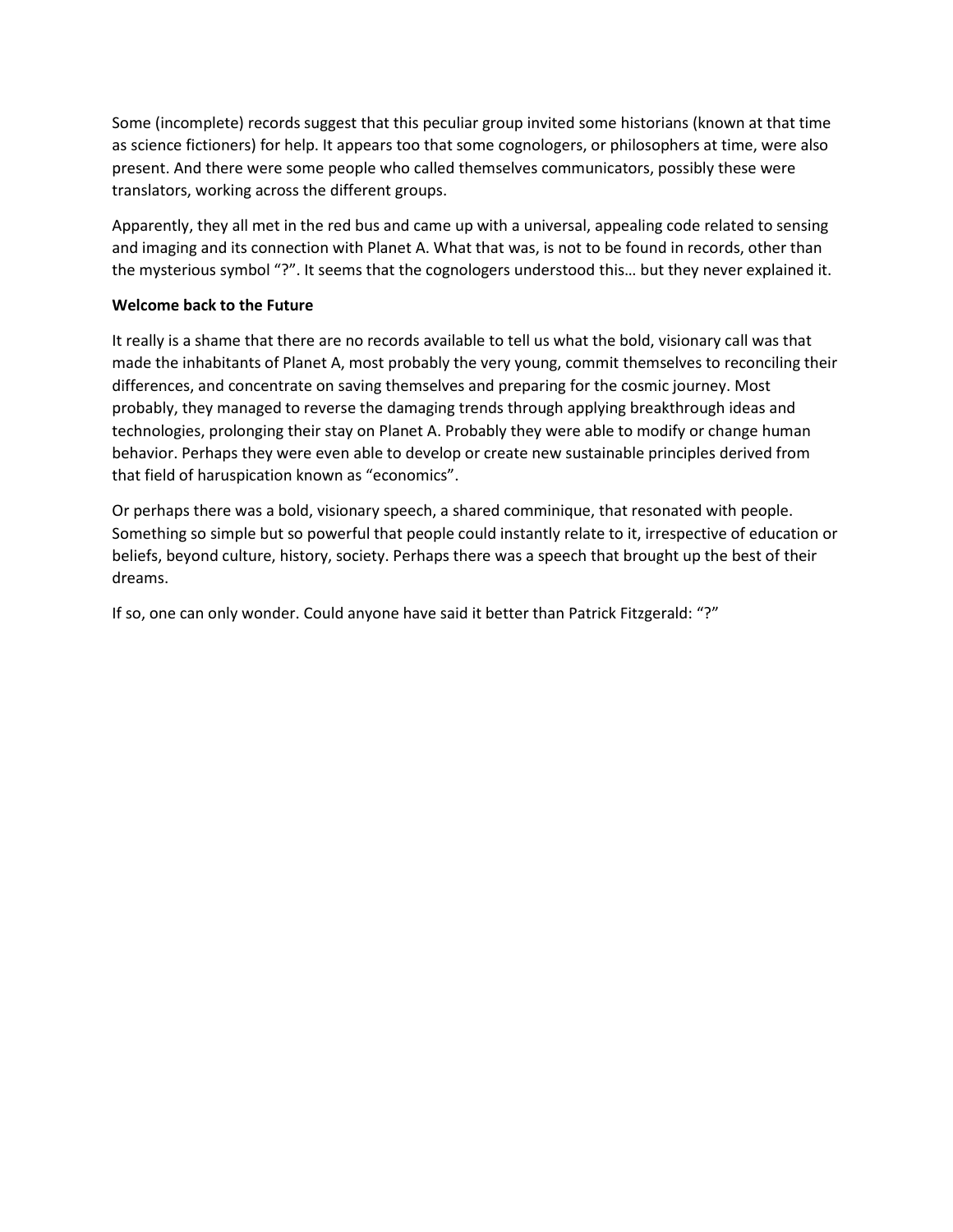Some (incomplete) records suggest that this peculiar group invited some historians (known at that time as science fictioners) for help. It appears too that some cognologers, or philosophers at time, were also present. And there were some people who called themselves communicators, possibly these were translators, working across the different groups.

Apparently, they all met in the red bus and came up with a universal, appealing code related to sensing and imaging and its connection with Planet A. What that was, is not to be found in records, other than the mysterious symbol "?". It seems that the cognologers understood this… but they never explained it.

**Welcome back to the Future**

It really is a shame that there are no records available to tell us what the bold, visionary call was that made the inhabitants of Planet A, most probably the very young, commit themselves to reconciling their differences, and concentrate on saving themselves and preparing for the cosmic journey. Most probably, they managed to reverse the damaging trends through applying breakthrough ideas and technologies, prolonging their stay on Planet A. Probably they were able to modify or change human behavior. Perhaps they were even able to develop or create new sustainable principles derived from that field of haruspication known as "economics".

Or perhaps there was a bold, visionary speech, a shared comminique, that resonated with people. Something so simple but so powerful that people could instantly relate to it, irrespective of education or beliefs, beyond culture, history, society. Perhaps there was a speech that brought up the best of their dreams.

If so, one can only wonder. Could anyone have said it better than Patrick Fitzgerald: "?"